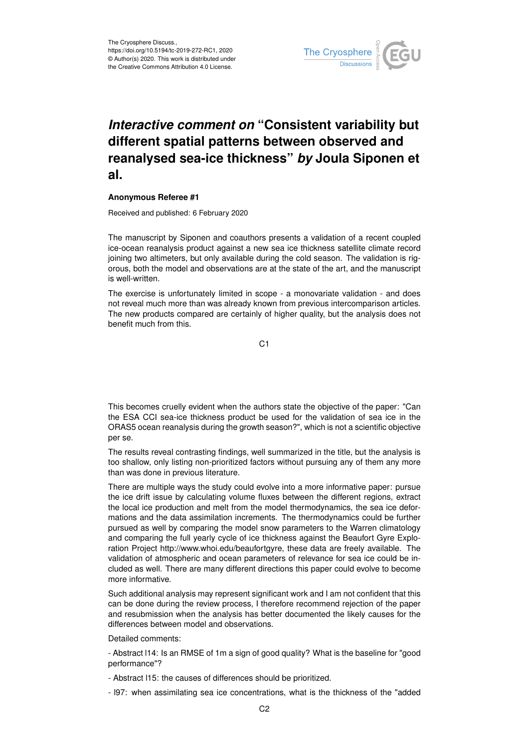# *Interactive comment on* "Consistent variability but different spatial patterns between observed and reanalysed sea-ice thickness" *by* Joula Siponen et al.

**Anonymous Referee #1**

Received and published: 6 February 2020

The manuscript by Siponen and coauthors presents a validation of a recent coupled ice-ocean reanalysis product against a new sea ice thickness satellite climate record joining two altimeters, but only available during the cold season. The validation is rigorous, both the model and observations are at the state of the art, and the manuscript is well-written.

The exercise is unfortunately limited in scope - a monovariate validation - and does not reveal much more than was already known from previous intercomparison articles. The new products compared are certainly of higher quality, but the analysis does not benefit much from this.

This becomes cruelly evident when the authors state the objective of the paper: "Can the ESA CCI sea-ice thickness product be used for the validation of sea ice in the ORAS5 ocean reanalysis during the growth season?", which is not a scientific objective per se.

The results reveal contrasting findings, well summarized in the title, but the analysis is too shallow, only listing non-prioritized factors without pursuing any of them any more than was done in previous literature.

There are multiple ways the study could evolve into a more informative paper: pursue the ice drift issue by calculating volume fluxes between the different regions, extract the local ice production and melt from the model thermodynamics, the sea ice deformations and the data assimilation increments. The thermodynamics could be further pursued as well by comparing the model snow parameters to the Warren climatology and comparing the full yearly cycle of ice thickness against the Beaufort Gyre Exploration Project http://www.whoi.edu/beaufortgyre, these data are freely available. The validation of atmospheric and ocean parameters of relevance for sea ice could be included as well. There are many different directions this paper could evolve to become more informative.

Such additional analysis may represent significant work and I am not confident that this can be done during the review process, I therefore recommend rejection of the paper and resubmission when the analysis has better documented the likely causes for the differences between model and observations.

Detailed comments:

- Abstract l14: Is an RMSE of 1m a sign of good quality? What is the baseline for "good performance"?

- Abstract l15: the causes of differences should be prioritized.

- l97: when assimilating sea ice concentrations, what is the thickness of the "added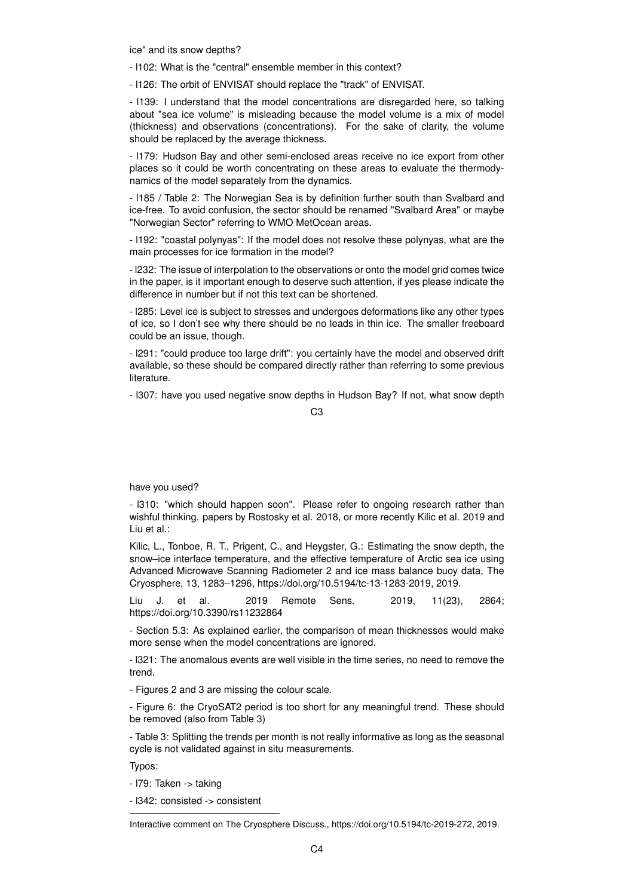ice" and its snow depths?

- l102: What is the "central" ensemble member in this context?

- l126: The orbit of ENVISAT should replace the "track" of ENVISAT.

- l139: I understand that the model concentrations are disregarded here, so talking about "sea ice volume" is misleading because the model volume is a mix of model (thickness) and observations (concentrations). For the sake of clarity, the volume should be replaced by the average thickness.

- l179: Hudson Bay and other semi-enclosed areas receive no ice export from other places so it could be worth concentrating on these areas to evaluate the thermodynamics of the model separately from the dynamics.

- l185 / Table 2: The Norwegian Sea is by definition further south than Svalbard and ice-free. To avoid confusion, the sector should be renamed "Svalbard Area" or maybe "Norwegian Sector" referring to WMO MetOcean areas.

- l192: "coastal polynyas": If the model does not resolve these polynyas, what are the main processes for ice formation in the model?

- l232: The issue of interpolation to the observations or onto the model grid comes twice in the paper, is it important enough to deserve such attention, if yes please indicate the difference in number but if not this text can be shortened.

- l285: Level ice is subject to stresses and undergoes deformations like any other types of ice, so I don't see why there should be no leads in thin ice. The smaller freeboard could be an issue, though.

- l291: "could produce too large drift": you certainly have the model and observed drift available, so these should be compared directly rather than referring to some previous literature.

- l307: have you used negative snow depths in Hudson Bay? If not, what snow depth have you used?

- l310: "which should happen soon". Please refer to ongoing research rather than wishful thinking. papers by Rostosky et al. 2018, or more recently Kilic et al. 2019 and Liu et al.:

Kilic, L., Tonboe, R. T., Prigent, C., and Heygster, G.: Estimating the snow depth, the snow–ice interface temperature, and the effective temperature of Arctic sea ice using Advanced Microwave Scanning Radiometer 2 and ice mass balance buoy data, The Cryosphere, 13, 1283–1296, https://doi.org/10.5194/tc-13-1283-2019, 2019.

Liu J. et al. 2019 Remote Sens. 2019, 11(23), 2864; https://doi.org/10.3390/rs11232864

- Section 5.3: As explained earlier, the comparison of mean thicknesses would make more sense when the model concentrations are ignored.

- l321: The anomalous events are well visible in the time series, no need to remove the trend.

- Figures 2 and 3 are missing the colour scale.

- Figure 6: the CryoSAT2 period is too short for any meaningful trend. These should be removed (also from Table 3)

- Table 3: Splitting the trends per month is not really informative as long as the seasonal cycle is not validated against in situ measurements.

Typos:

- l79: Taken -> taking

- l342: consisted -> consistent

---

Interactive comment on The Cryosphere Discuss., https://doi.org/10.5194/tc-2019-272, 2019.